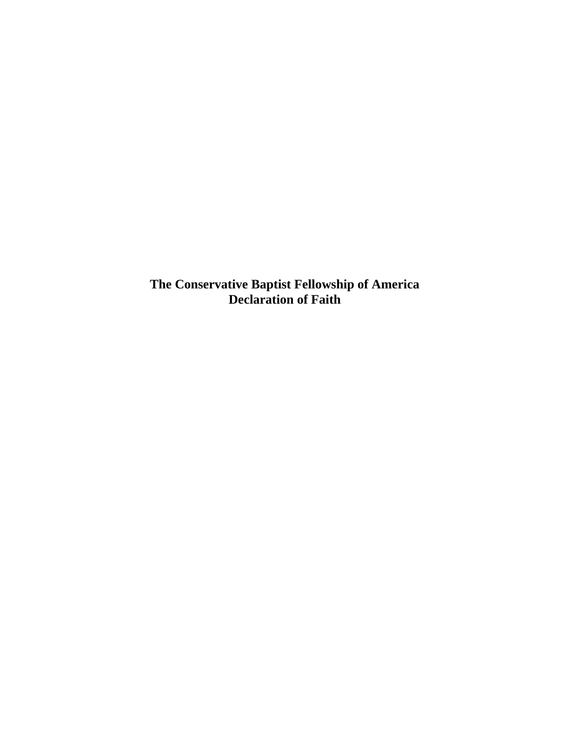# The Conservative Baptist Fellowship of America
# Declaration of Faith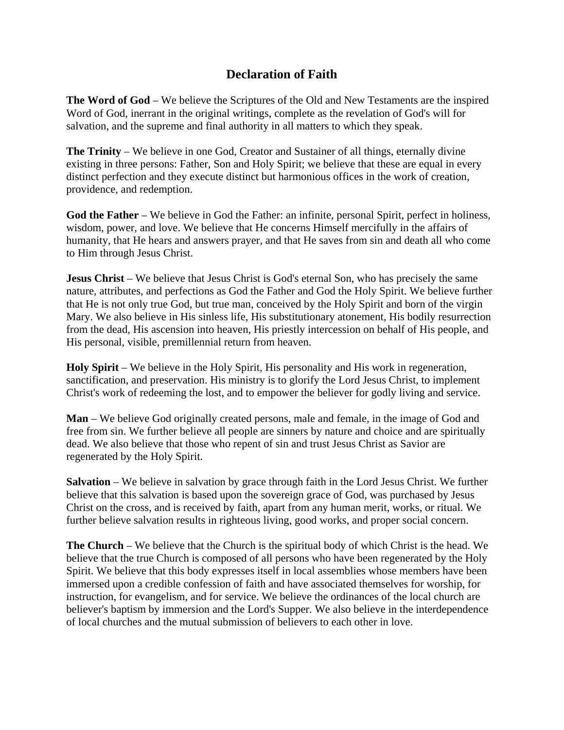# Declaration of Faith

**The Word of God** – We believe the Scriptures of the Old and New Testaments are the inspired Word of God, inerrant in the original writings, complete as the revelation of God's will for salvation, and the supreme and final authority in all matters to which they speak.

**The Trinity** – We believe in one God, Creator and Sustainer of all things, eternally divine existing in three persons: Father, Son and Holy Spirit; we believe that these are equal in every distinct perfection and they execute distinct but harmonious offices in the work of creation, providence, and redemption.

**God the Father** – We believe in God the Father: an infinite, personal Spirit, perfect in holiness, wisdom, power, and love. We believe that He concerns Himself mercifully in the affairs of humanity, that He hears and answers prayer, and that He saves from sin and death all who come to Him through Jesus Christ.

**Jesus Christ** – We believe that Jesus Christ is God's eternal Son, who has precisely the same nature, attributes, and perfections as God the Father and God the Holy Spirit. We believe further that He is not only true God, but true man, conceived by the Holy Spirit and born of the virgin Mary. We also believe in His sinless life, His substitutionary atonement, His bodily resurrection from the dead, His ascension into heaven, His priestly intercession on behalf of His people, and His personal, visible, premillennial return from heaven.

**Holy Spirit** – We believe in the Holy Spirit, His personality and His work in regeneration, sanctification, and preservation. His ministry is to glorify the Lord Jesus Christ, to implement Christ's work of redeeming the lost, and to empower the believer for godly living and service.

**Man** – We believe God originally created persons, male and female, in the image of God and free from sin. We further believe all people are sinners by nature and choice and are spiritually dead. We also believe that those who repent of sin and trust Jesus Christ as Savior are regenerated by the Holy Spirit.

**Salvation** – We believe in salvation by grace through faith in the Lord Jesus Christ. We further believe that this salvation is based upon the sovereign grace of God, was purchased by Jesus Christ on the cross, and is received by faith, apart from any human merit, works, or ritual. We further believe salvation results in righteous living, good works, and proper social concern.

**The Church** – We believe that the Church is the spiritual body of which Christ is the head. We believe that the true Church is composed of all persons who have been regenerated by the Holy Spirit. We believe that this body expresses itself in local assemblies whose members have been immersed upon a credible confession of faith and have associated themselves for worship, for instruction, for evangelism, and for service. We believe the ordinances of the local church are believer's baptism by immersion and the Lord's Supper. We also believe in the interdependence of local churches and the mutual submission of believers to each other in love.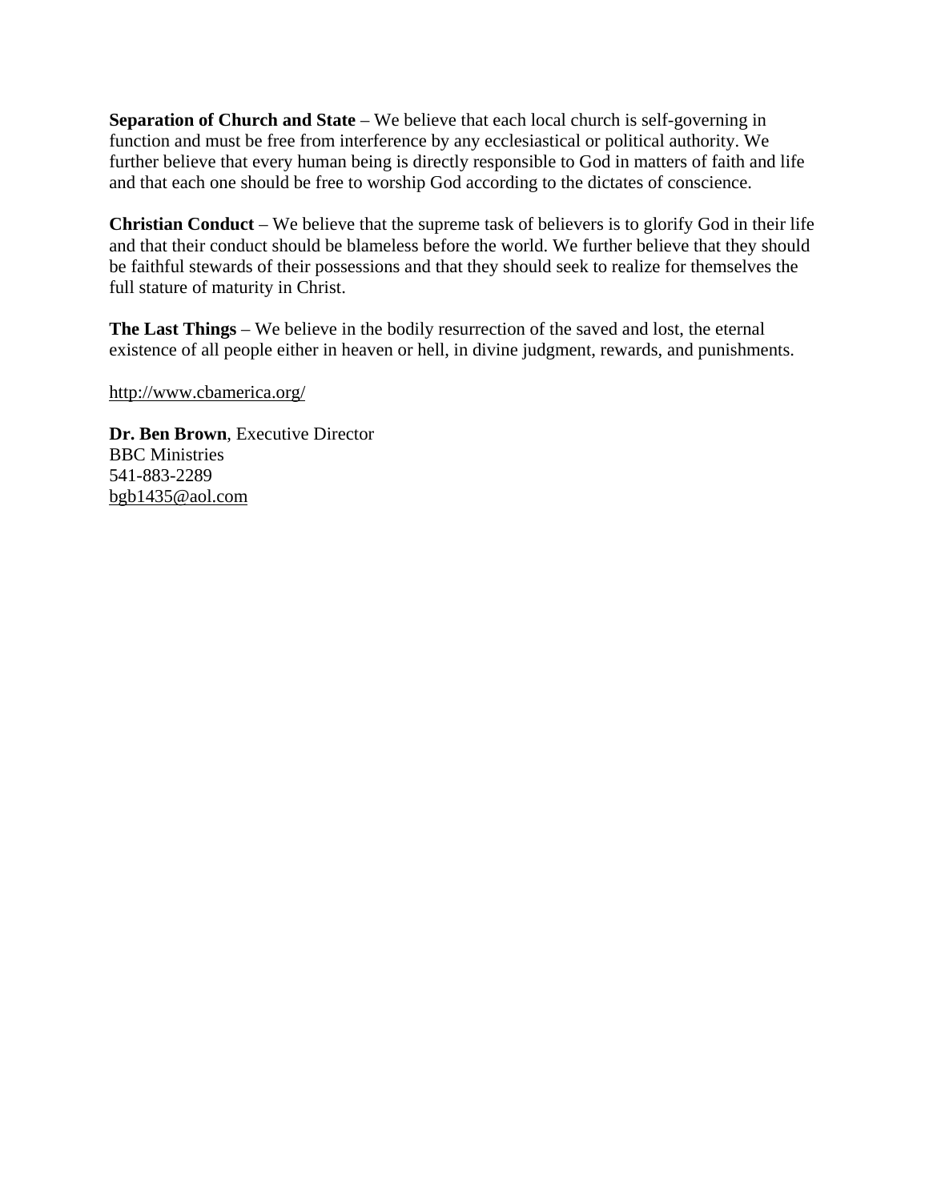**Separation of Church and State** – We believe that each local church is self-governing in function and must be free from interference by any ecclesiastical or political authority. We further believe that every human being is directly responsible to God in matters of faith and life and that each one should be free to worship God according to the dictates of conscience.

**Christian Conduct** – We believe that the supreme task of believers is to glorify God in their life and that their conduct should be blameless before the world. We further believe that they should be faithful stewards of their possessions and that they should seek to realize for themselves the full stature of maturity in Christ.

**The Last Things** – We believe in the bodily resurrection of the saved and lost, the eternal existence of all people either in heaven or hell, in divine judgment, rewards, and punishments.

http://www.cbamerica.org/

**Dr. Ben Brown**, Executive Director
BBC Ministries
541-883-2289
bgb1435@aol.com